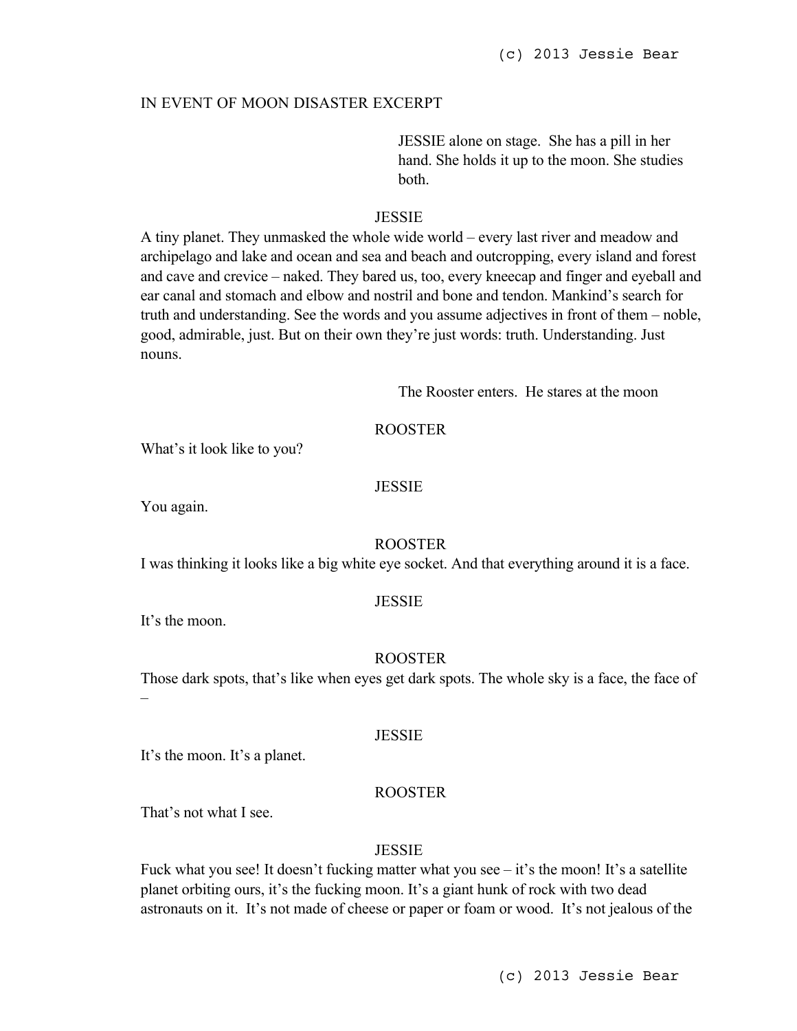IN EVENT OF MOON DISASTER EXCERPT

*JESSIE alone on stage. She has a pill in her hand. She holds it up to the moon. She studies both.*

JESSIE

A tiny planet. They unmasked the whole wide world – every last river and meadow and archipelago and lake and ocean and sea and beach and outcropping, every island and forest and cave and crevice – naked. They bared us, too, every kneecap and finger and eyeball and ear canal and stomach and elbow and nostril and bone and tendon. Mankind's search for truth and understanding. See the words and you assume adjectives in front of them – noble, good, admirable, just. But on their own they're just words: truth. Understanding. Just nouns.

*The Rooster enters. He stares at the moon*

ROOSTER

What's it look like to you?

JESSIE

You again.

ROOSTER

I was thinking it looks like a big white eye socket. And that everything around it is a face.

JESSIE

It's the moon.

ROOSTER

Those dark spots, that's like when eyes get dark spots. The whole sky is a face, the face of –

JESSIE

It's the moon. It's a planet.

ROOSTER

That's not what I see.

JESSIE

Fuck what you see! It doesn't fucking matter what you see – it's the moon! It's a satellite planet orbiting ours, it's the fucking moon. It's a giant hunk of rock with two dead astronauts on it. It's not made of cheese or paper or foam or wood. It's not jealous of the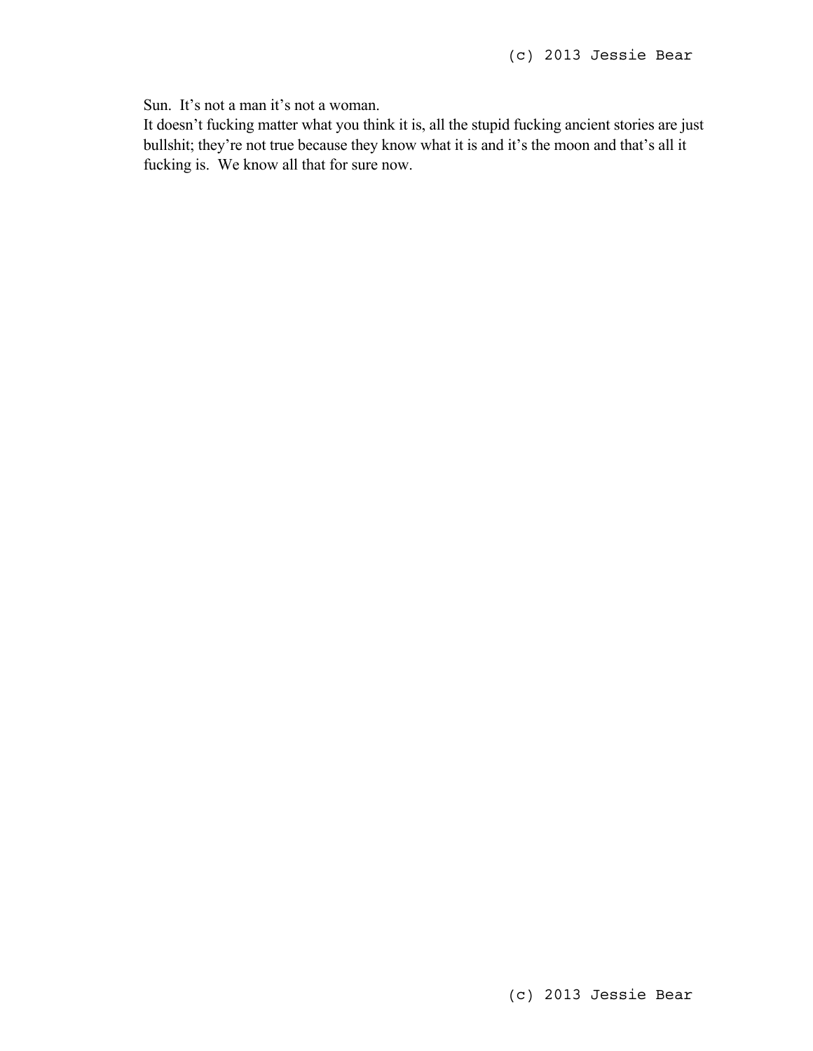Sun. It’s not a man it’s not a woman.
It doesn’t fucking matter what you think it is, all the stupid fucking ancient stories are just bullshit; they’re not true because they know what it is and it’s the moon and that’s all it fucking is. We know all that for sure now.